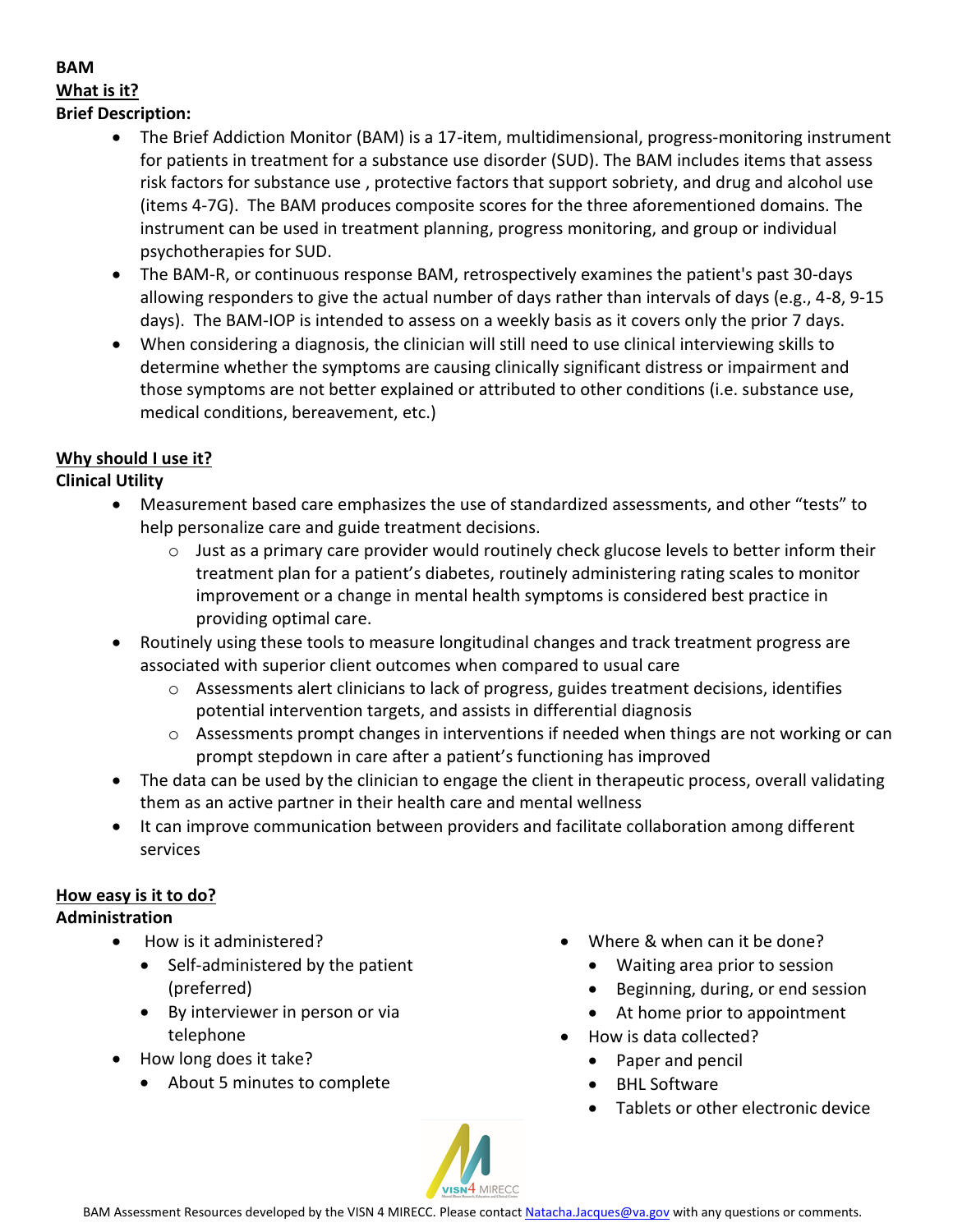**BAM**

**<u>What is it?</u>**

**Brief Description:**

- The Brief Addiction Monitor (BAM) is a 17-item, multidimensional, progress-monitoring instrument for patients in treatment for a substance use disorder (SUD). The BAM includes items that assess risk factors for substance use , protective factors that support sobriety, and drug and alcohol use (items 4-7G). The BAM produces composite scores for the three aforementioned domains. The instrument can be used in treatment planning, progress monitoring, and group or individual psychotherapies for SUD.
- The BAM-R, or continuous response BAM, retrospectively examines the patient's past 30-days allowing responders to give the actual number of days rather than intervals of days (e.g., 4-8, 9-15 days). The BAM-IOP is intended to assess on a weekly basis as it covers only the prior 7 days.
- When considering a diagnosis, the clinician will still need to use clinical interviewing skills to determine whether the symptoms are causing clinically significant distress or impairment and those symptoms are not better explained or attributed to other conditions (i.e. substance use, medical conditions, bereavement, etc.)

**<u>Why should I use it?</u>**

**Clinical Utility**

- Measurement based care emphasizes the use of standardized assessments, and other "tests" to help personalize care and guide treatment decisions.
  - Just as a primary care provider would routinely check glucose levels to better inform their treatment plan for a patient's diabetes, routinely administering rating scales to monitor improvement or a change in mental health symptoms is considered best practice in providing optimal care.
- Routinely using these tools to measure longitudinal changes and track treatment progress are associated with superior client outcomes when compared to usual care
  - Assessments alert clinicians to lack of progress, guides treatment decisions, identifies potential intervention targets, and assists in differential diagnosis
  - Assessments prompt changes in interventions if needed when things are not working or can prompt stepdown in care after a patient's functioning has improved
- The data can be used by the clinician to engage the client in therapeutic process, overall validating them as an active partner in their health care and mental wellness
- It can improve communication between providers and facilitate collaboration among different services

**<u>How easy is it to do?</u>**

**Administration**

- How is it administered?
  - Self-administered by the patient (preferred)
  - By interviewer in person or via telephone
- How long does it take?
  - About 5 minutes to complete
- Where & when can it be done?
  - Waiting area prior to session
  - Beginning, during, or end session
  - At home prior to appointment
- How is data collected?
  - Paper and pencil
  - BHL Software
  - Tablets or other electronic device

BAM Assessment Resources developed by the VISN 4 MIRECC. Please contact Natacha.Jacques@va.gov with any questions or comments.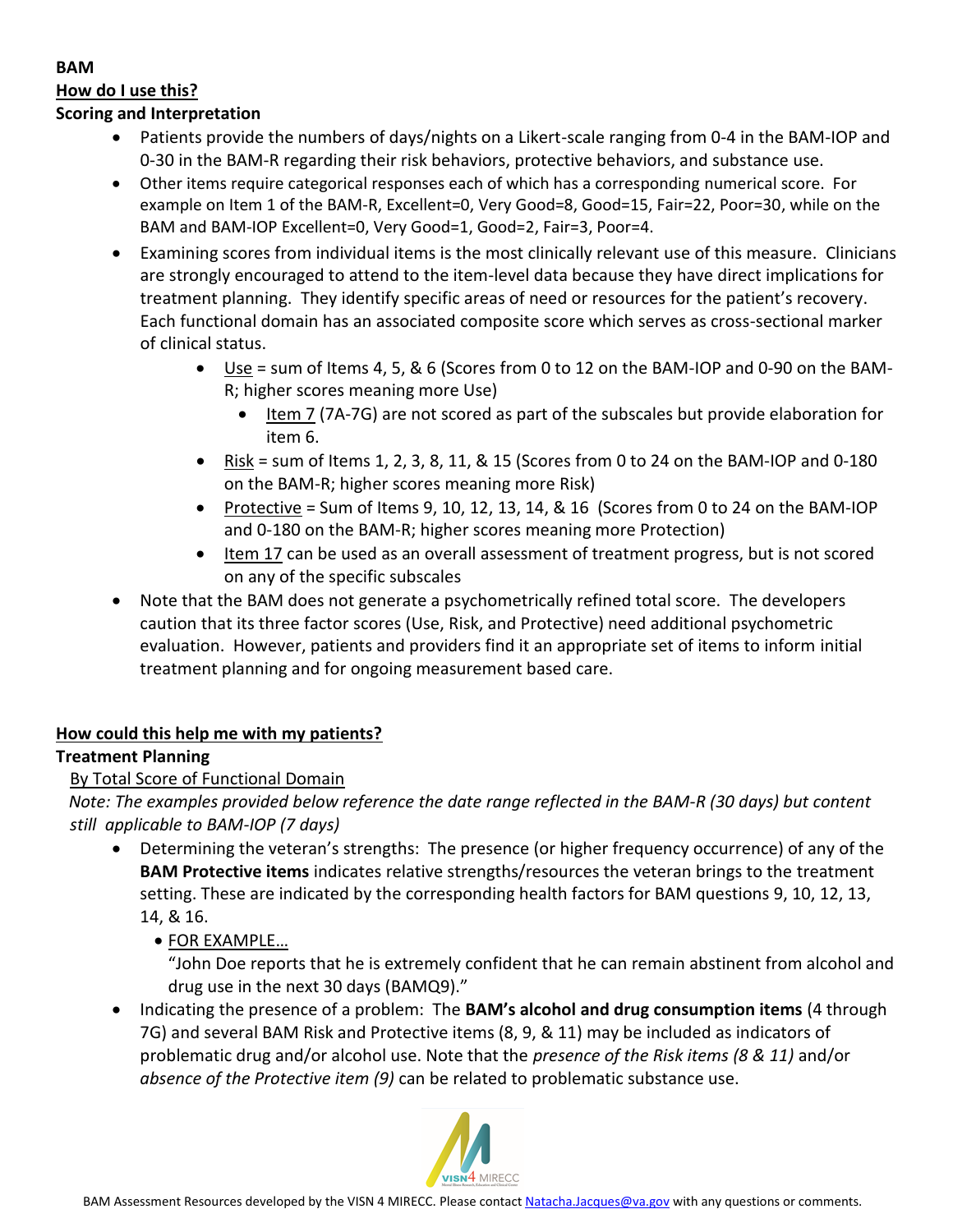**BAM**

**How do I use this?**

**Scoring and Interpretation**

- Patients provide the numbers of days/nights on a Likert-scale ranging from 0-4 in the BAM-IOP and 0-30 in the BAM-R regarding their risk behaviors, protective behaviors, and substance use.
- Other items require categorical responses each of which has a corresponding numerical score. For example on Item 1 of the BAM-R, Excellent=0, Very Good=8, Good=15, Fair=22, Poor=30, while on the BAM and BAM-IOP Excellent=0, Very Good=1, Good=2, Fair=3, Poor=4.
- Examining scores from individual items is the most clinically relevant use of this measure. Clinicians are strongly encouraged to attend to the item-level data because they have direct implications for treatment planning. They identify specific areas of need or resources for the patient's recovery. Each functional domain has an associated composite score which serves as cross-sectional marker of clinical status.
    - Use = sum of Items 4, 5, & 6 (Scores from 0 to 12 on the BAM-IOP and 0-90 on the BAM-R; higher scores meaning more Use)
        - Item 7 (7A-7G) are not scored as part of the subscales but provide elaboration for item 6.
    - Risk = sum of Items 1, 2, 3, 8, 11, & 15 (Scores from 0 to 24 on the BAM-IOP and 0-180 on the BAM-R; higher scores meaning more Risk)
    - Protective = Sum of Items 9, 10, 12, 13, 14, & 16 (Scores from 0 to 24 on the BAM-IOP and 0-180 on the BAM-R; higher scores meaning more Protection)
    - Item 17 can be used as an overall assessment of treatment progress, but is not scored on any of the specific subscales
- Note that the BAM does not generate a psychometrically refined total score. The developers caution that its three factor scores (Use, Risk, and Protective) need additional psychometric evaluation. However, patients and providers find it an appropriate set of items to inform initial treatment planning and for ongoing measurement based care.

**How could this help me with my patients?**

**Treatment Planning**

By Total Score of Functional Domain

*Note: The examples provided below reference the date range reflected in the BAM-R (30 days) but content still applicable to BAM-IOP (7 days)*

- Determining the veteran's strengths: The presence (or higher frequency occurrence) of any of the **BAM Protective items** indicates relative strengths/resources the veteran brings to the treatment setting. These are indicated by the corresponding health factors for BAM questions 9, 10, 12, 13, 14, & 16.
    - FOR EXAMPLE…

      "John Doe reports that he is extremely confident that he can remain abstinent from alcohol and drug use in the next 30 days (BAMQ9)."
- Indicating the presence of a problem: The **BAM's alcohol and drug consumption items** (4 through 7G) and several BAM Risk and Protective items (8, 9, & 11) may be included as indicators of problematic drug and/or alcohol use. Note that the *presence of the Risk items (8 & 11)* and/or *absence of the Protective item (9)* can be related to problematic substance use.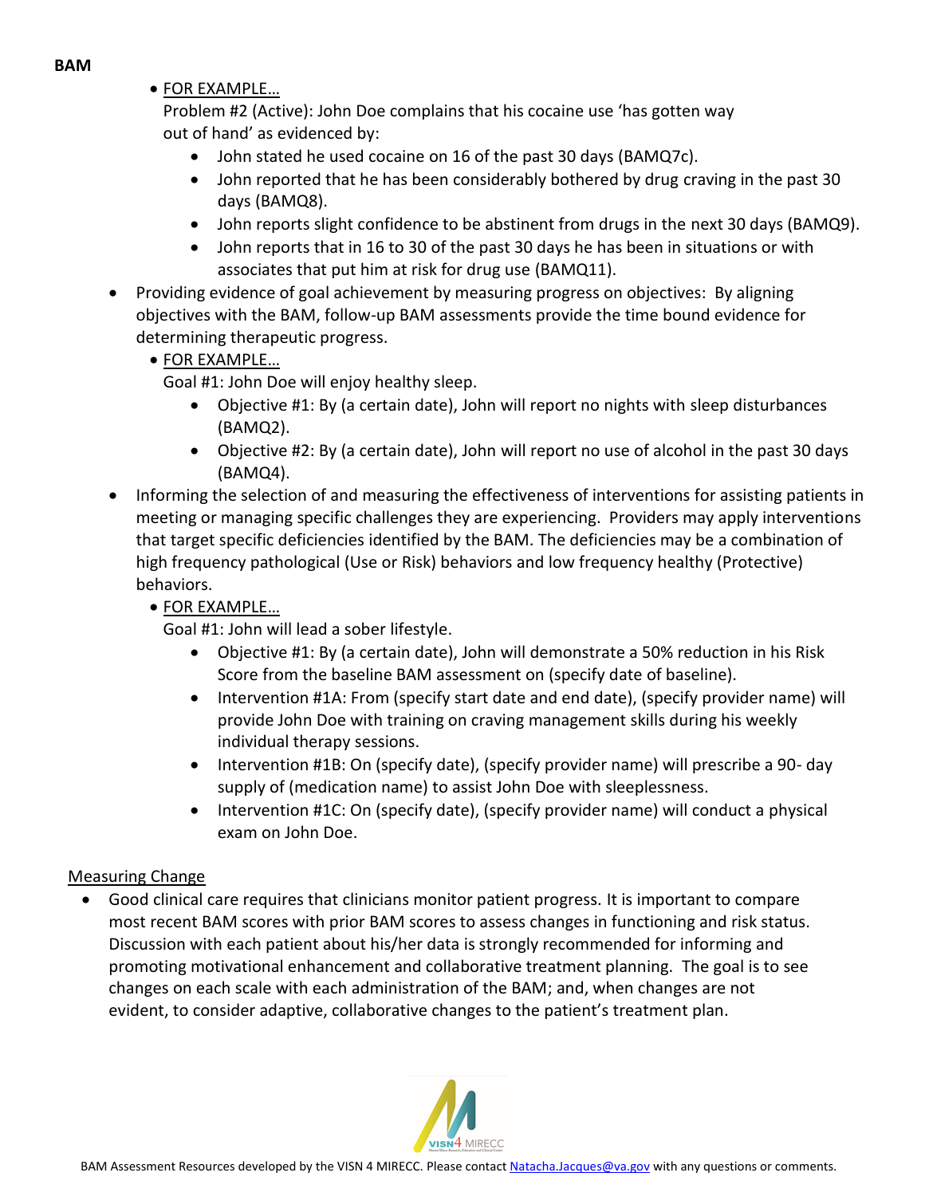**BAM**

- FOR EXAMPLE…

  Problem #2 (Active): John Doe complains that his cocaine use 'has gotten way out of hand' as evidenced by:

    - John stated he used cocaine on 16 of the past 30 days (BAMQ7c).
    - John reported that he has been considerably bothered by drug craving in the past 30 days (BAMQ8).
    - John reports slight confidence to be abstinent from drugs in the next 30 days (BAMQ9).
    - John reports that in 16 to 30 of the past 30 days he has been in situations or with associates that put him at risk for drug use (BAMQ11).

- Providing evidence of goal achievement by measuring progress on objectives: By aligning objectives with the BAM, follow-up BAM assessments provide the time bound evidence for determining therapeutic progress.
  - FOR EXAMPLE…

    Goal #1: John Doe will enjoy healthy sleep.

      - Objective #1: By (a certain date), John will report no nights with sleep disturbances (BAMQ2).
      - Objective #2: By (a certain date), John will report no use of alcohol in the past 30 days (BAMQ4).

- Informing the selection of and measuring the effectiveness of interventions for assisting patients in meeting or managing specific challenges they are experiencing. Providers may apply interventions that target specific deficiencies identified by the BAM. The deficiencies may be a combination of high frequency pathological (Use or Risk) behaviors and low frequency healthy (Protective) behaviors.
  - FOR EXAMPLE…

    Goal #1: John will lead a sober lifestyle.

      - Objective #1: By (a certain date), John will demonstrate a 50% reduction in his Risk Score from the baseline BAM assessment on (specify date of baseline).
      - Intervention #1A: From (specify start date and end date), (specify provider name) will provide John Doe with training on craving management skills during his weekly individual therapy sessions.
      - Intervention #1B: On (specify date), (specify provider name) will prescribe a 90- day supply of (medication name) to assist John Doe with sleeplessness.
      - Intervention #1C: On (specify date), (specify provider name) will conduct a physical exam on John Doe.

## Measuring Change

- Good clinical care requires that clinicians monitor patient progress. It is important to compare most recent BAM scores with prior BAM scores to assess changes in functioning and risk status. Discussion with each patient about his/her data is strongly recommended for informing and promoting motivational enhancement and collaborative treatment planning. The goal is to see changes on each scale with each administration of the BAM; and, when changes are not evident, to consider adaptive, collaborative changes to the patient's treatment plan.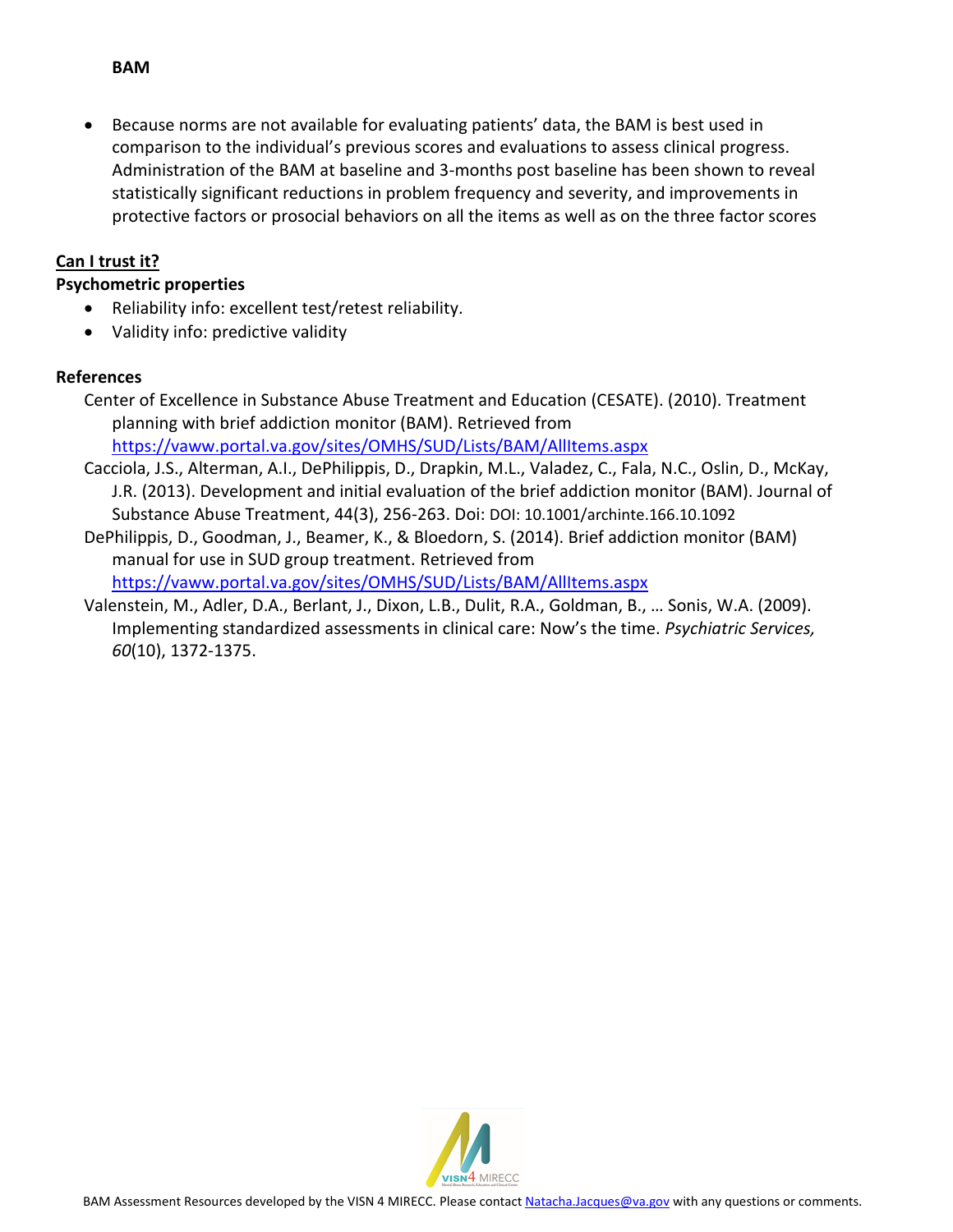- Because norms are not available for evaluating patients' data, the BAM is best used in comparison to the individual's previous scores and evaluations to assess clinical progress. Administration of the BAM at baseline and 3-months post baseline has been shown to reveal statistically significant reductions in problem frequency and severity, and improvements in protective factors or prosocial behaviors on all the items as well as on the three factor scores

## Can I trust it?

### Psychometric properties

- Reliability info: excellent test/retest reliability.
- Validity info: predictive validity

### References

Center of Excellence in Substance Abuse Treatment and Education (CESATE). (2010). Treatment planning with brief addiction monitor (BAM). Retrieved from https://vaww.portal.va.gov/sites/OMHS/SUD/Lists/BAM/AllItems.aspx

Cacciola, J.S., Alterman, A.I., DePhilippis, D., Drapkin, M.L., Valadez, C., Fala, N.C., Oslin, D., McKay, J.R. (2013). Development and initial evaluation of the brief addiction monitor (BAM). Journal of Substance Abuse Treatment, 44(3), 256-263. Doi: DOI: 10.1001/archinte.166.10.1092

DePhilippis, D., Goodman, J., Beamer, K., & Bloedorn, S. (2014). Brief addiction monitor (BAM) manual for use in SUD group treatment. Retrieved from https://vaww.portal.va.gov/sites/OMHS/SUD/Lists/BAM/AllItems.aspx

Valenstein, M., Adler, D.A., Berlant, J., Dixon, L.B., Dulit, R.A., Goldman, B., … Sonis, W.A. (2009). Implementing standardized assessments in clinical care: Now's the time. *Psychiatric Services, 60*(10), 1372-1375.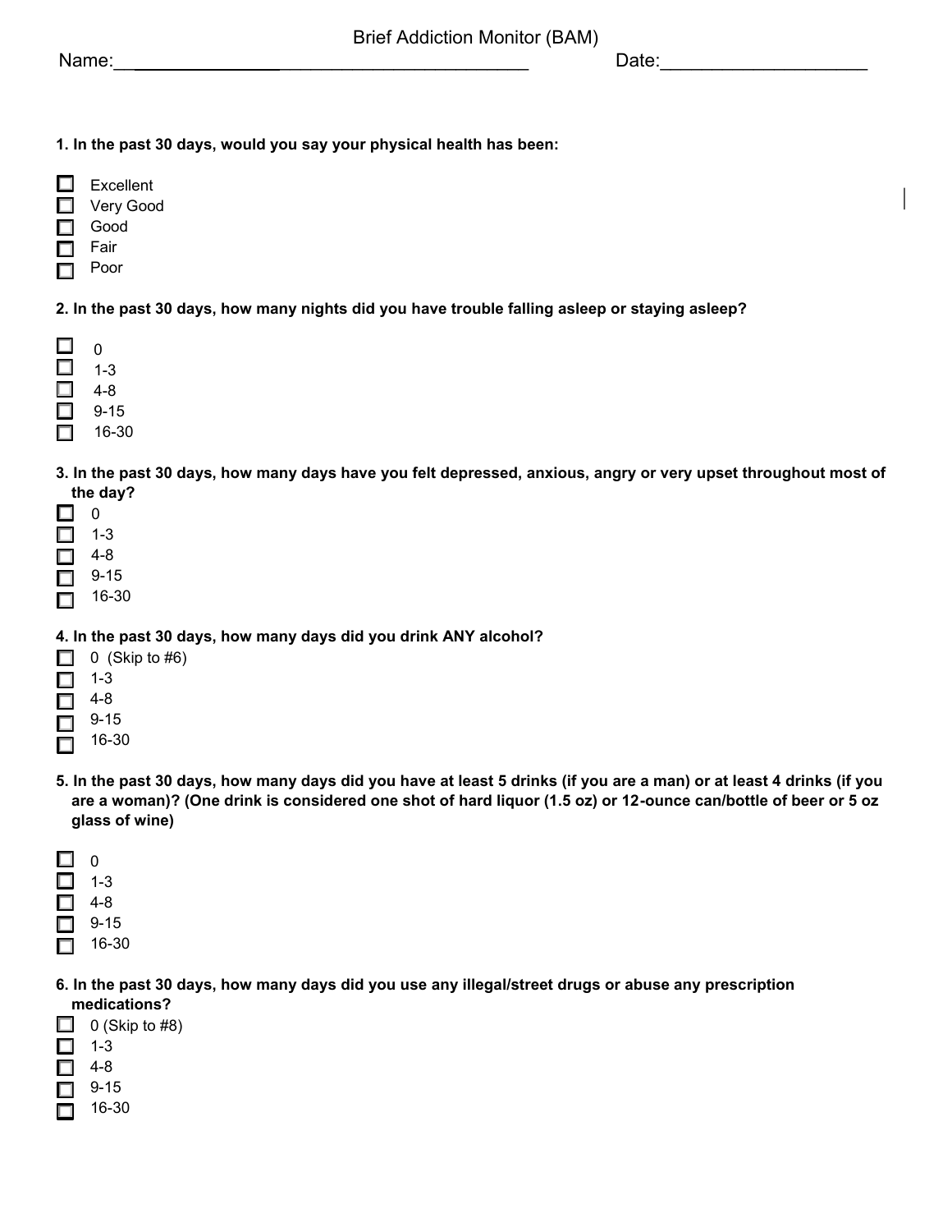# Brief Addiction Monitor (BAM)

Name:\_\_\_\_\_\_\_\_\_\_\_\_\_\_\_\_\_\_\_\_\_\_\_\_\_\_\_\_\_\_\_\_\_\_\_\_\_\_\_\_ Date:\_\_\_\_\_\_\_\_\_\_\_\_\_\_\_\_\_\_\_\_

**1. In the past 30 days, would you say your physical health has been:**

- [ ] Excellent
- [ ] Very Good
- [ ] Good
- [ ] Fair
- [ ] Poor

**2. In the past 30 days, how many nights did you have trouble falling asleep or staying asleep?**

- [ ] 0
- [ ] 1-3
- [ ] 4-8
- [ ] 9-15
- [ ] 16-30

**3. In the past 30 days, how many days have you felt depressed, anxious, angry or very upset throughout most of the day?**

- [ ] 0
- [ ] 1-3
- [ ] 4-8
- [ ] 9-15
- [ ] 16-30

**4. In the past 30 days, how many days did you drink ANY alcohol?**

- [ ] 0 (Skip to #6)
- [ ] 1-3
- [ ] 4-8
- [ ] 9-15
- [ ] 16-30

**5. In the past 30 days, how many days did you have at least 5 drinks (if you are a man) or at least 4 drinks (if you are a woman)? (One drink is considered one shot of hard liquor (1.5 oz) or 12-ounce can/bottle of beer or 5 oz glass of wine)**

- [ ] 0
- [ ] 1-3
- [ ] 4-8
- [ ] 9-15
- [ ] 16-30

**6. In the past 30 days, how many days did you use any illegal/street drugs or abuse any prescription medications?**

- [ ] 0 (Skip to #8)
- [ ] 1-3
- [ ] 4-8
- [ ] 9-15
- [ ] 16-30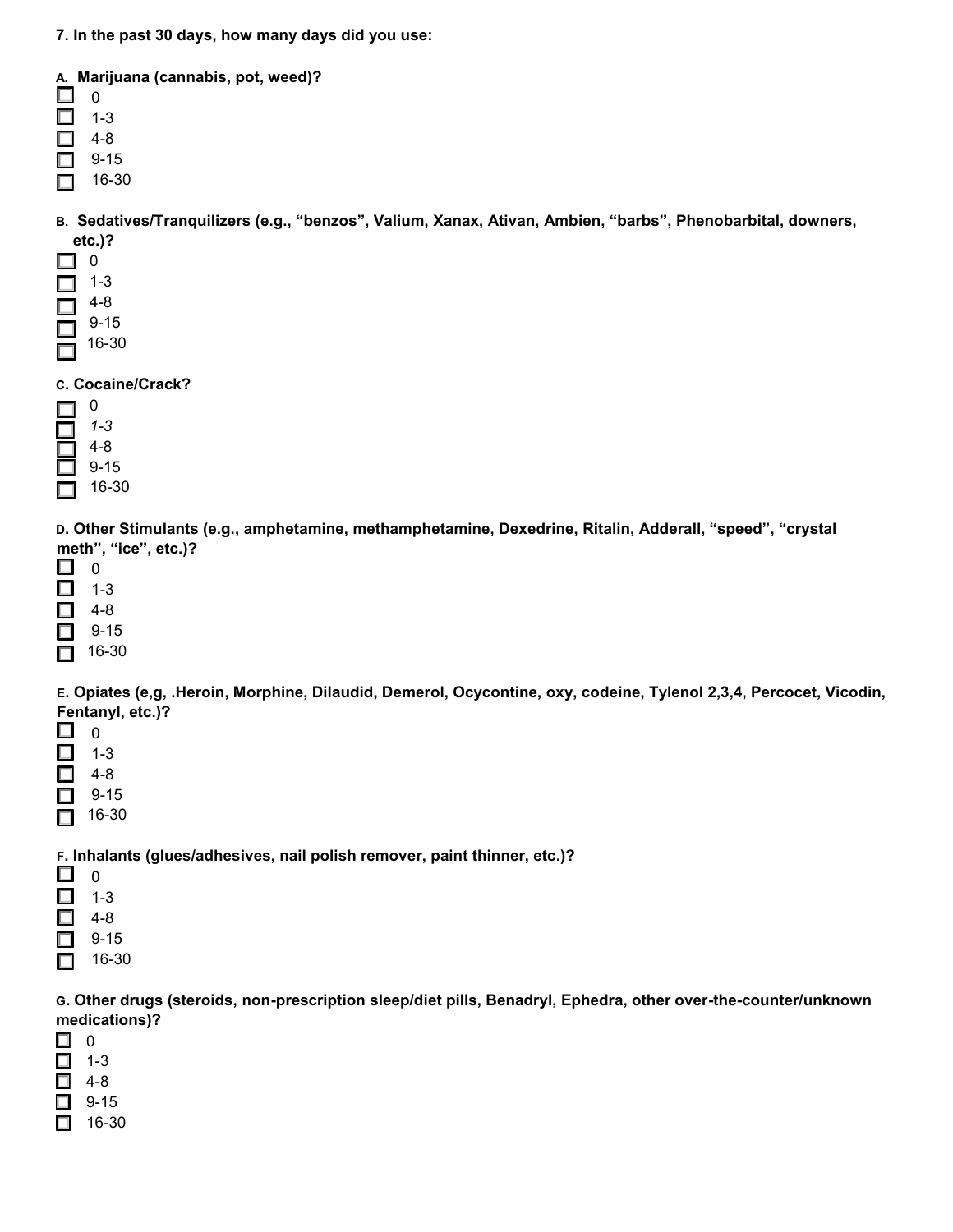**7. In the past 30 days, how many days did you use:**

**A. Marijuana (cannabis, pot, weed)?**

- ☐ 0
- ☐ 1-3
- ☐ 4-8
- ☐ 9-15
- ☐ 16-30

**B. Sedatives/Tranquilizers (e.g., "benzos", Valium, Xanax, Ativan, Ambien, "barbs", Phenobarbital, downers, etc.)?**

- ☐ 0
- ☐ 1-3
- ☐ 4-8
- ☐ 9-15
- ☐ 16-30

**C. Cocaine/Crack?**

- ☐ 0
- ☐ *1-3*
- ☐ 4-8
- ☐ 9-15
- ☐ 16-30

**D. Other Stimulants (e.g., amphetamine, methamphetamine, Dexedrine, Ritalin, Adderall, "speed", "crystal meth", "ice", etc.)?**

- ☐ 0
- ☐ 1-3
- ☐ 4-8
- ☐ 9-15
- ☐ 16-30

**E. Opiates (e,g, .Heroin, Morphine, Dilaudid, Demerol, Ocycontine, oxy, codeine, Tylenol 2,3,4, Percocet, Vicodin, Fentanyl, etc.)?**

- ☐ 0
- ☐ 1-3
- ☐ 4-8
- ☐ 9-15
- ☐ 16-30

**F. Inhalants (glues/adhesives, nail polish remover, paint thinner, etc.)?**

- ☐ 0
- ☐ 1-3
- ☐ 4-8
- ☐ 9-15
- ☐ 16-30

**G. Other drugs (steroids, non-prescription sleep/diet pills, Benadryl, Ephedra, other over-the-counter/unknown medications)?**

- ☐ 0
- ☐ 1-3
- ☐ 4-8
- ☐ 9-15
- ☐ 16-30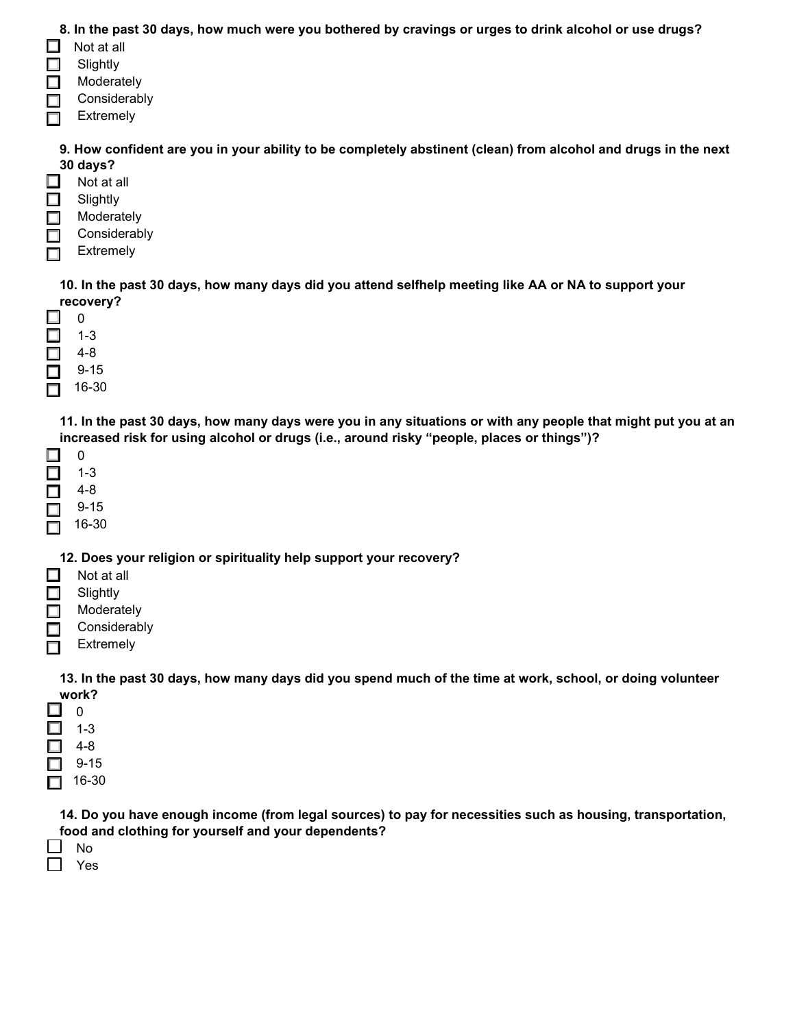**8. In the past 30 days, how much were you bothered by cravings or urges to drink alcohol or use drugs?**

- [ ] Not at all
- [ ] Slightly
- [ ] Moderately
- [ ] Considerably
- [ ] Extremely

**9. How confident are you in your ability to be completely abstinent (clean) from alcohol and drugs in the next 30 days?**

- [ ] Not at all
- [ ] Slightly
- [ ] Moderately
- [ ] Considerably
- [ ] Extremely

**10. In the past 30 days, how many days did you attend selfhelp meeting like AA or NA to support your recovery?**

- [ ] 0
- [ ] 1-3
- [ ] 4-8
- [ ] 9-15
- [ ] 16-30

**11. In the past 30 days, how many days were you in any situations or with any people that might put you at an increased risk for using alcohol or drugs (i.e., around risky "people, places or things")?**

- [ ] 0
- [ ] 1-3
- [ ] 4-8
- [ ] 9-15
- [ ] 16-30

**12. Does your religion or spirituality help support your recovery?**

- [ ] Not at all
- [ ] Slightly
- [ ] Moderately
- [ ] Considerably
- [ ] Extremely

**13. In the past 30 days, how many days did you spend much of the time at work, school, or doing volunteer work?**

- [ ] 0
- [ ] 1-3
- [ ] 4-8
- [ ] 9-15
- [ ] 16-30

**14. Do you have enough income (from legal sources) to pay for necessities such as housing, transportation, food and clothing for yourself and your dependents?**

- [ ] No
- [ ] Yes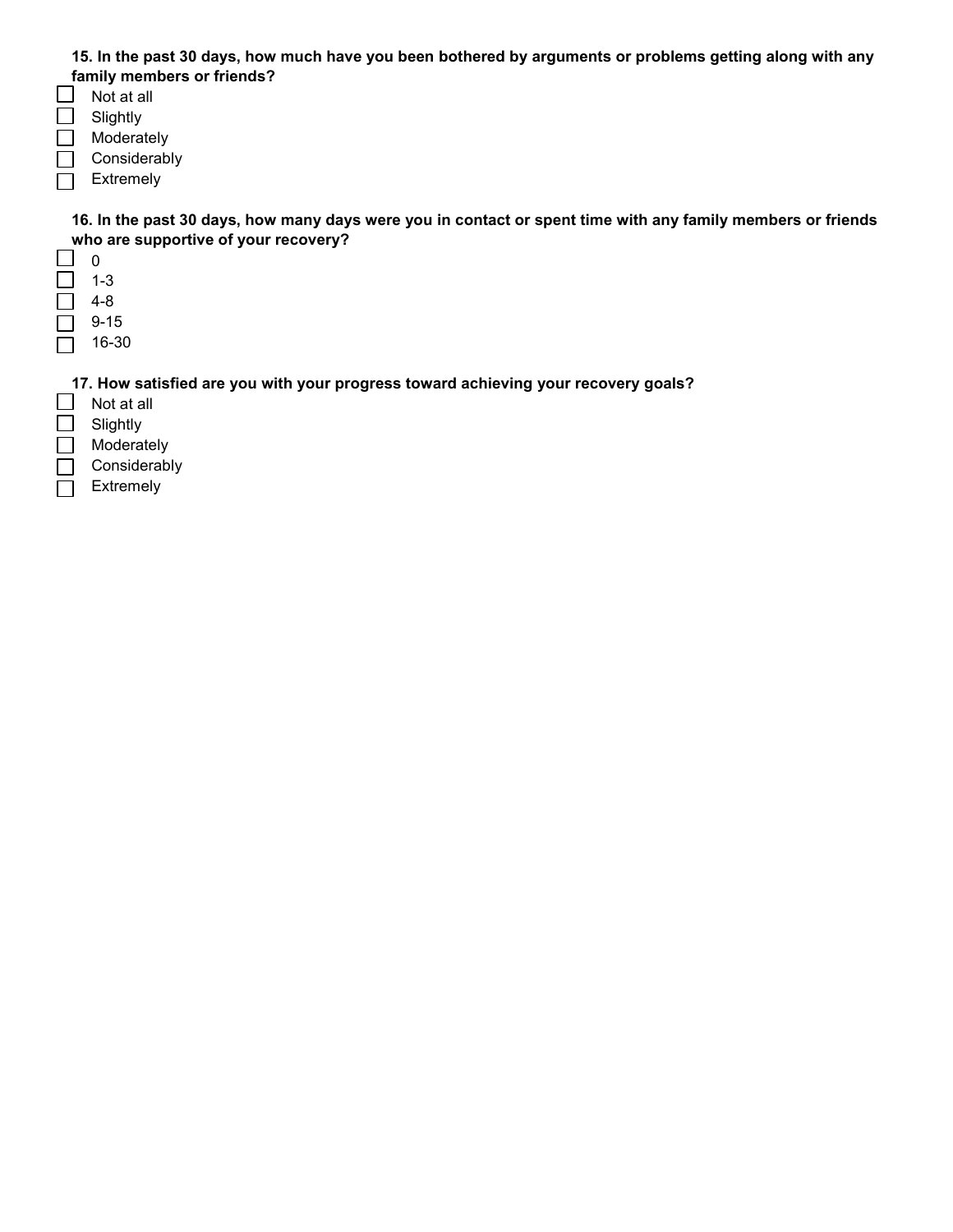**15. In the past 30 days, how much have you been bothered by arguments or problems getting along with any family members or friends?**

- [ ] Not at all
- [ ] Slightly
- [ ] Moderately
- [ ] Considerably
- [ ] Extremely

**16. In the past 30 days, how many days were you in contact or spent time with any family members or friends who are supportive of your recovery?**

- [ ] 0
- [ ] 1-3
- [ ] 4-8
- [ ] 9-15
- [ ] 16-30

**17. How satisfied are you with your progress toward achieving your recovery goals?**

- [ ] Not at all
- [ ] Slightly
- [ ] Moderately
- [ ] Considerably
- [ ] Extremely